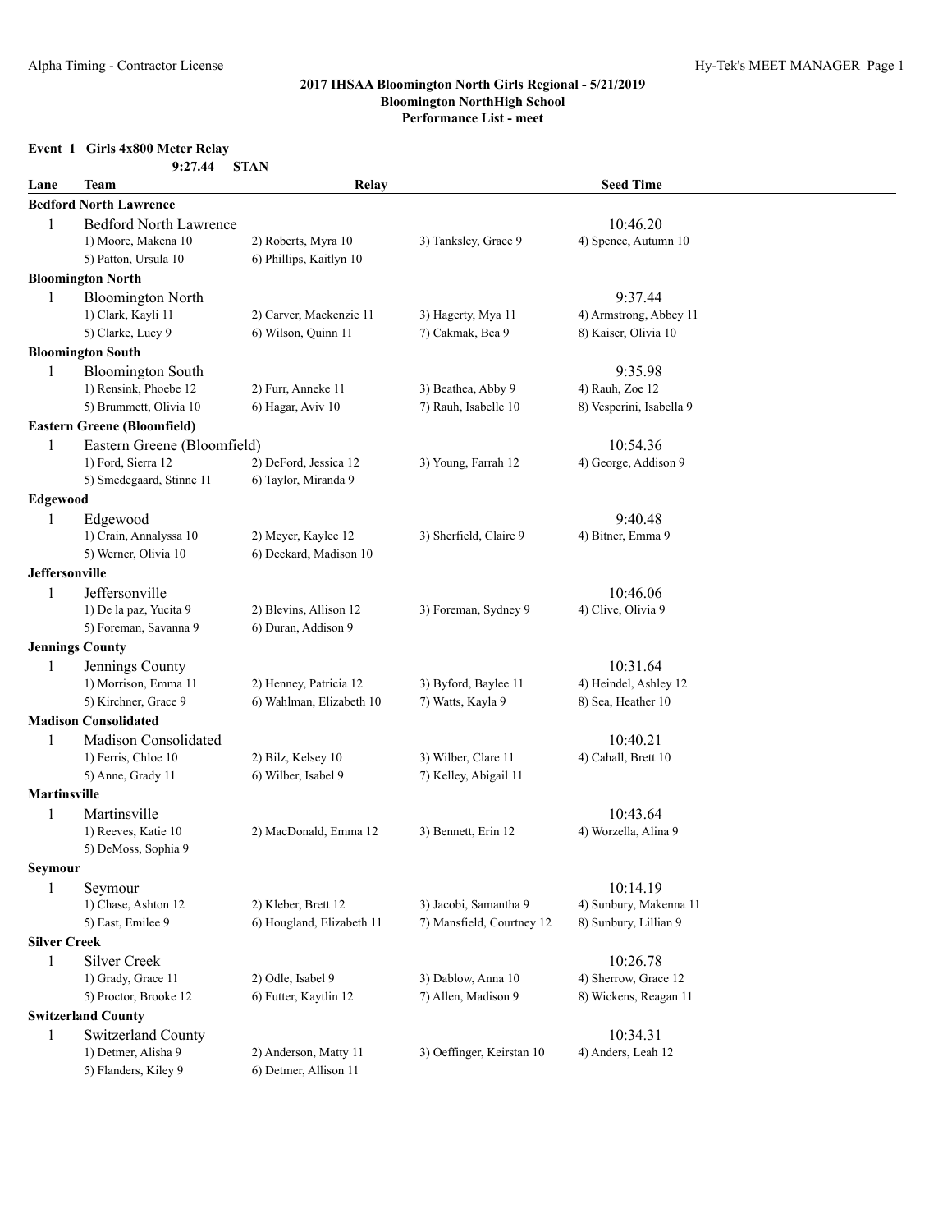### 2017 IHSAA Bloomington North Girls Regional - 5/21/2019
### Bloomington NorthHigh School
### Performance List - meet

**Event 1 Girls 4x800 Meter Relay**

**9:27.44 STAN**

| Lane | Team | Relay | | Seed Time |
|---|---|---|---|---|
| **Bedford North Lawrence** | | | | |
| 1 | Bedford North Lawrence | | | 10:46.20 |
| | 1) Moore, Makena 10 | 2) Roberts, Myra 10 | 3) Tanksley, Grace 9 | 4) Spence, Autumn 10 |
| | 5) Patton, Ursula 10 | 6) Phillips, Kaitlyn 10 | | |
| **Bloomington North** | | | | |
| 1 | Bloomington North | | | 9:37.44 |
| | 1) Clark, Kayli 11 | 2) Carver, Mackenzie 11 | 3) Hagerty, Mya 11 | 4) Armstrong, Abbey 11 |
| | 5) Clarke, Lucy 9 | 6) Wilson, Quinn 11 | 7) Cakmak, Bea 9 | 8) Kaiser, Olivia 10 |
| **Bloomington South** | | | | |
| 1 | Bloomington South | | | 9:35.98 |
| | 1) Rensink, Phoebe 12 | 2) Furr, Anneke 11 | 3) Beathea, Abby 9 | 4) Rauh, Zoe 12 |
| | 5) Brummett, Olivia 10 | 6) Hagar, Aviv 10 | 7) Rauh, Isabelle 10 | 8) Vesperini, Isabella 9 |
| **Eastern Greene (Bloomfield)** | | | | |
| 1 | Eastern Greene (Bloomfield) | | | 10:54.36 |
| | 1) Ford, Sierra 12 | 2) DeFord, Jessica 12 | 3) Young, Farrah 12 | 4) George, Addison 9 |
| | 5) Smedegaard, Stinne 11 | 6) Taylor, Miranda 9 | | |
| **Edgewood** | | | | |
| 1 | Edgewood | | | 9:40.48 |
| | 1) Crain, Annalyssa 10 | 2) Meyer, Kaylee 12 | 3) Sherfield, Claire 9 | 4) Bitner, Emma 9 |
| | 5) Werner, Olivia 10 | 6) Deckard, Madison 10 | | |
| **Jeffersonville** | | | | |
| 1 | Jeffersonville | | | 10:46.06 |
| | 1) De la paz, Yucita 9 | 2) Blevins, Allison 12 | 3) Foreman, Sydney 9 | 4) Clive, Olivia 9 |
| | 5) Foreman, Savanna 9 | 6) Duran, Addison 9 | | |
| **Jennings County** | | | | |
| 1 | Jennings County | | | 10:31.64 |
| | 1) Morrison, Emma 11 | 2) Henney, Patricia 12 | 3) Byford, Baylee 11 | 4) Heindel, Ashley 12 |
| | 5) Kirchner, Grace 9 | 6) Wahlman, Elizabeth 10 | 7) Watts, Kayla 9 | 8) Sea, Heather 10 |
| **Madison Consolidated** | | | | |
| 1 | Madison Consolidated | | | 10:40.21 |
| | 1) Ferris, Chloe 10 | 2) Bilz, Kelsey 10 | 3) Wilber, Clare 11 | 4) Cahall, Brett 10 |
| | 5) Anne, Grady 11 | 6) Wilber, Isabel 9 | 7) Kelley, Abigail 11 | |
| **Martinsville** | | | | |
| 1 | Martinsville | | | 10:43.64 |
| | 1) Reeves, Katie 10 | 2) MacDonald, Emma 12 | 3) Bennett, Erin 12 | 4) Worzella, Alina 9 |
| | 5) DeMoss, Sophia 9 | | | |
| **Seymour** | | | | |
| 1 | Seymour | | | 10:14.19 |
| | 1) Chase, Ashton 12 | 2) Kleber, Brett 12 | 3) Jacobi, Samantha 9 | 4) Sunbury, Makenna 11 |
| | 5) East, Emilee 9 | 6) Hougland, Elizabeth 11 | 7) Mansfield, Courtney 12 | 8) Sunbury, Lillian 9 |
| **Silver Creek** | | | | |
| 1 | Silver Creek | | | 10:26.78 |
| | 1) Grady, Grace 11 | 2) Odle, Isabel 9 | 3) Dablow, Anna 10 | 4) Sherrow, Grace 12 |
| | 5) Proctor, Brooke 12 | 6) Futter, Kaytlin 12 | 7) Allen, Madison 9 | 8) Wickens, Reagan 11 |
| **Switzerland County** | | | | |
| 1 | Switzerland County | | | 10:34.31 |
| | 1) Detmer, Alisha 9 | 2) Anderson, Matty 11 | 3) Oeffinger, Keirstan 10 | 4) Anders, Leah 12 |
| | 5) Flanders, Kiley 9 | 6) Detmer, Allison 11 | | |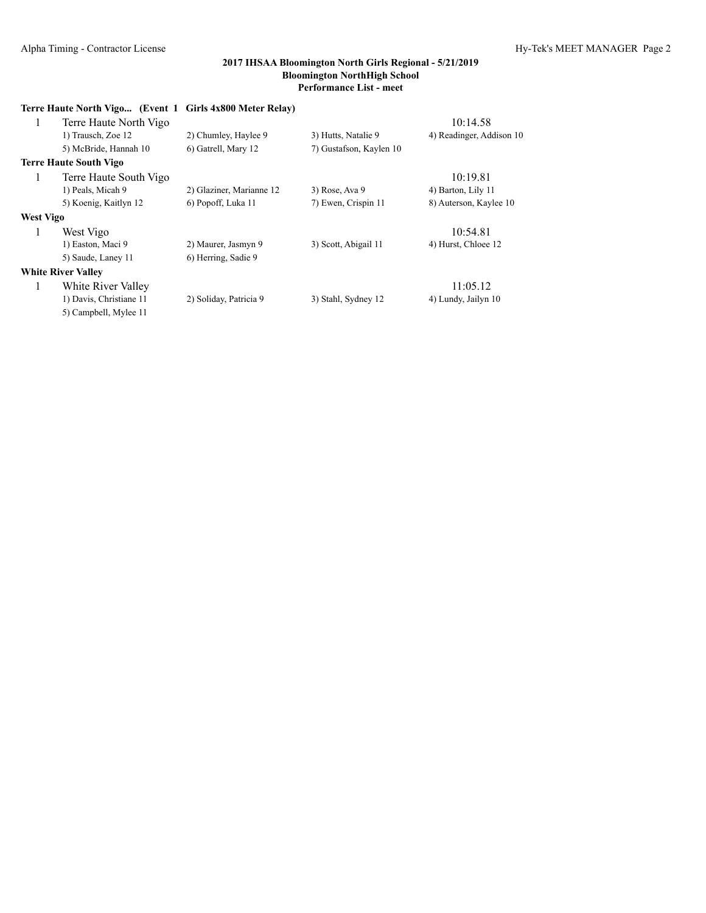**2017 IHSAA Bloomington North Girls Regional - 5/21/2019**
**Bloomington NorthHigh School**
**Performance List - meet**

**Terre Haute North Vigo... (Event 1 Girls 4x800 Meter Relay)**

| | | | | |
|---|---|---|---|---|
| 1 | Terre Haute North Vigo | | | 10:14.58 |
| | 1) Trausch, Zoe 12 | 2) Chumley, Haylee 9 | 3) Hutts, Natalie 9 | 4) Readinger, Addison 10 |
| | 5) McBride, Hannah 10 | 6) Gatrell, Mary 12 | 7) Gustafson, Kaylen 10 | |

**Terre Haute South Vigo**

| | | | | |
|---|---|---|---|---|
| 1 | Terre Haute South Vigo | | | 10:19.81 |
| | 1) Peals, Micah 9 | 2) Glaziner, Marianne 12 | 3) Rose, Ava 9 | 4) Barton, Lily 11 |
| | 5) Koenig, Kaitlyn 12 | 6) Popoff, Luka 11 | 7) Ewen, Crispin 11 | 8) Auterson, Kaylee 10 |

**West Vigo**

| | | | | |
|---|---|---|---|---|
| 1 | West Vigo | | | 10:54.81 |
| | 1) Easton, Maci 9 | 2) Maurer, Jasmyn 9 | 3) Scott, Abigail 11 | 4) Hurst, Chloee 12 |
| | 5) Saude, Laney 11 | 6) Herring, Sadie 9 | | |

**White River Valley**

| | | | | |
|---|---|---|---|---|
| 1 | White River Valley | | | 11:05.12 |
| | 1) Davis, Christiane 11 | 2) Soliday, Patricia 9 | 3) Stahl, Sydney 12 | 4) Lundy, Jailyn 10 |
| | 5) Campbell, Mylee 11 | | | |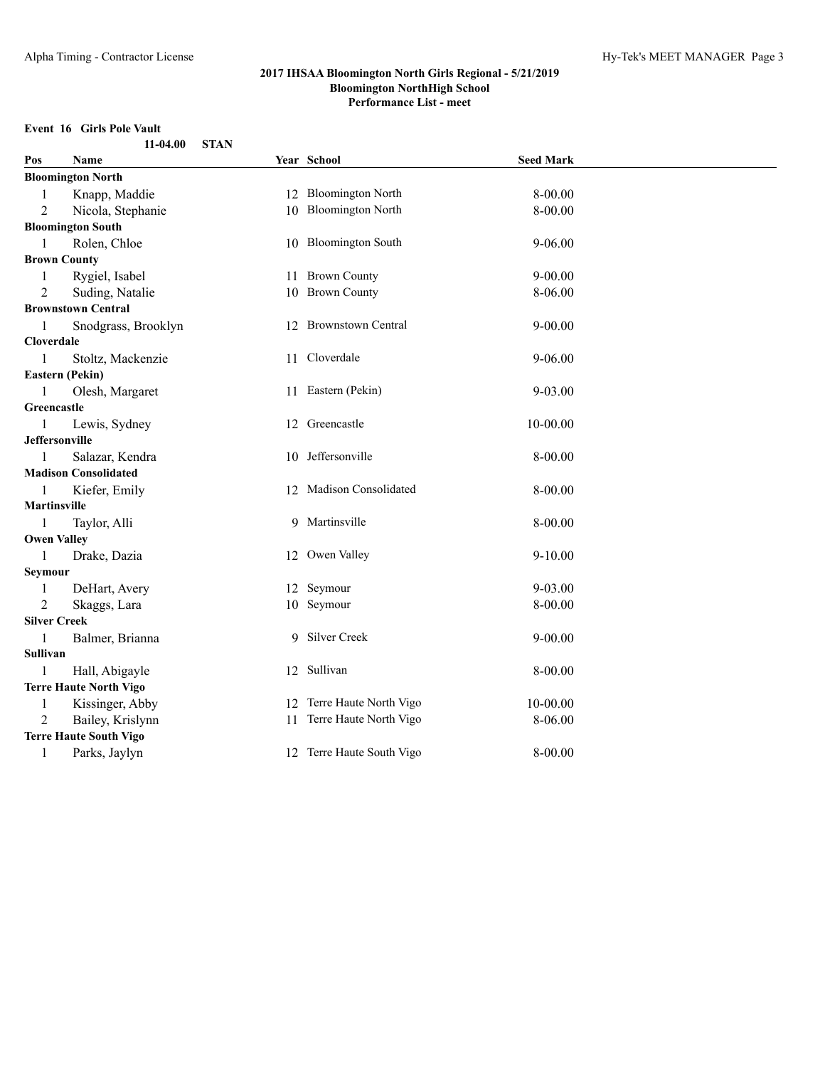**2017 IHSAA Bloomington North Girls Regional - 5/21/2019**
**Bloomington NorthHigh School**
**Performance List - meet**

**Event 16 Girls Pole Vault**

**11-04.00 STAN**

| Pos | Name | Year | School | Seed Mark |
|---|---|---|---|---|
| **Bloomington North** | | | | |
| 1 | Knapp, Maddie | 12 | Bloomington North | 8-00.00 |
| 2 | Nicola, Stephanie | 10 | Bloomington North | 8-00.00 |
| **Bloomington South** | | | | |
| 1 | Rolen, Chloe | 10 | Bloomington South | 9-06.00 |
| **Brown County** | | | | |
| 1 | Rygiel, Isabel | 11 | Brown County | 9-00.00 |
| 2 | Suding, Natalie | 10 | Brown County | 8-06.00 |
| **Brownstown Central** | | | | |
| 1 | Snodgrass, Brooklyn | 12 | Brownstown Central | 9-00.00 |
| **Cloverdale** | | | | |
| 1 | Stoltz, Mackenzie | 11 | Cloverdale | 9-06.00 |
| **Eastern (Pekin)** | | | | |
| 1 | Olesh, Margaret | 11 | Eastern (Pekin) | 9-03.00 |
| **Greencastle** | | | | |
| 1 | Lewis, Sydney | 12 | Greencastle | 10-00.00 |
| **Jeffersonville** | | | | |
| 1 | Salazar, Kendra | 10 | Jeffersonville | 8-00.00 |
| **Madison Consolidated** | | | | |
| 1 | Kiefer, Emily | 12 | Madison Consolidated | 8-00.00 |
| **Martinsville** | | | | |
| 1 | Taylor, Alli | 9 | Martinsville | 8-00.00 |
| **Owen Valley** | | | | |
| 1 | Drake, Dazia | 12 | Owen Valley | 9-10.00 |
| **Seymour** | | | | |
| 1 | DeHart, Avery | 12 | Seymour | 9-03.00 |
| 2 | Skaggs, Lara | 10 | Seymour | 8-00.00 |
| **Silver Creek** | | | | |
| 1 | Balmer, Brianna | 9 | Silver Creek | 9-00.00 |
| **Sullivan** | | | | |
| 1 | Hall, Abigayle | 12 | Sullivan | 8-00.00 |
| **Terre Haute North Vigo** | | | | |
| 1 | Kissinger, Abby | 12 | Terre Haute North Vigo | 10-00.00 |
| 2 | Bailey, Krislynn | 11 | Terre Haute North Vigo | 8-06.00 |
| **Terre Haute South Vigo** | | | | |
| 1 | Parks, Jaylyn | 12 | Terre Haute South Vigo | 8-00.00 |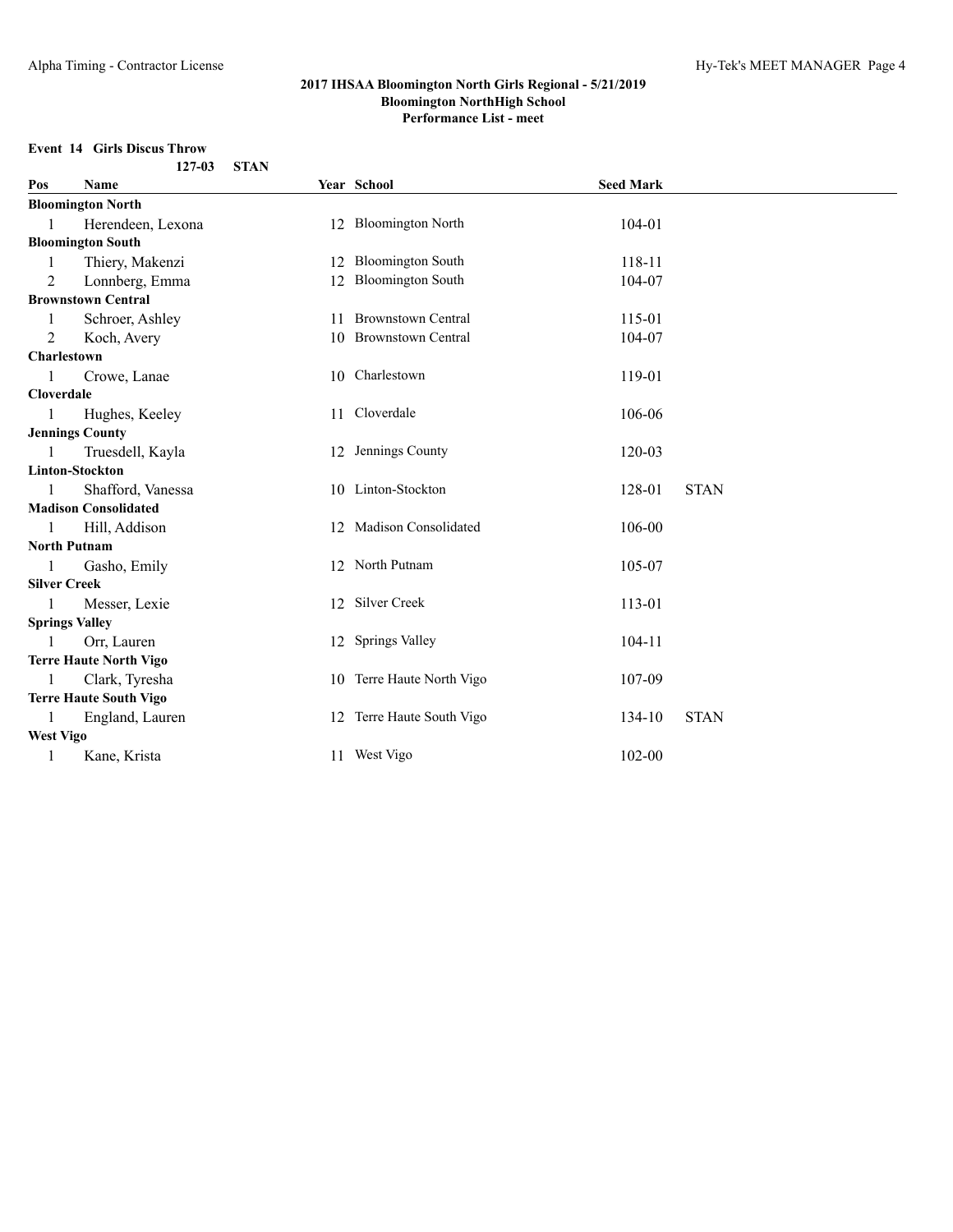## 2017 IHSAA Bloomington North Girls Regional - 5/21/2019
### Bloomington NorthHigh School
### Performance List - meet

**Event 14 Girls Discus Throw**

**127-03 STAN**

| Pos | Name | Year | School | Seed Mark | |
|---|---|---|---|---|---|
| **Bloomington North** | | | | | |
| 1 | Herendeen, Lexona | 12 | Bloomington North | 104-01 | |
| **Bloomington South** | | | | | |
| 1 | Thiery, Makenzi | 12 | Bloomington South | 118-11 | |
| 2 | Lonnberg, Emma | 12 | Bloomington South | 104-07 | |
| **Brownstown Central** | | | | | |
| 1 | Schroer, Ashley | 11 | Brownstown Central | 115-01 | |
| 2 | Koch, Avery | 10 | Brownstown Central | 104-07 | |
| **Charlestown** | | | | | |
| 1 | Crowe, Lanae | 10 | Charlestown | 119-01 | |
| **Cloverdale** | | | | | |
| 1 | Hughes, Keeley | 11 | Cloverdale | 106-06 | |
| **Jennings County** | | | | | |
| 1 | Truesdell, Kayla | 12 | Jennings County | 120-03 | |
| **Linton-Stockton** | | | | | |
| 1 | Shafford, Vanessa | 10 | Linton-Stockton | 128-01 | STAN |
| **Madison Consolidated** | | | | | |
| 1 | Hill, Addison | 12 | Madison Consolidated | 106-00 | |
| **North Putnam** | | | | | |
| 1 | Gasho, Emily | 12 | North Putnam | 105-07 | |
| **Silver Creek** | | | | | |
| 1 | Messer, Lexie | 12 | Silver Creek | 113-01 | |
| **Springs Valley** | | | | | |
| 1 | Orr, Lauren | 12 | Springs Valley | 104-11 | |
| **Terre Haute North Vigo** | | | | | |
| 1 | Clark, Tyresha | 10 | Terre Haute North Vigo | 107-09 | |
| **Terre Haute South Vigo** | | | | | |
| 1 | England, Lauren | 12 | Terre Haute South Vigo | 134-10 | STAN |
| **West Vigo** | | | | | |
| 1 | Kane, Krista | 11 | West Vigo | 102-00 | |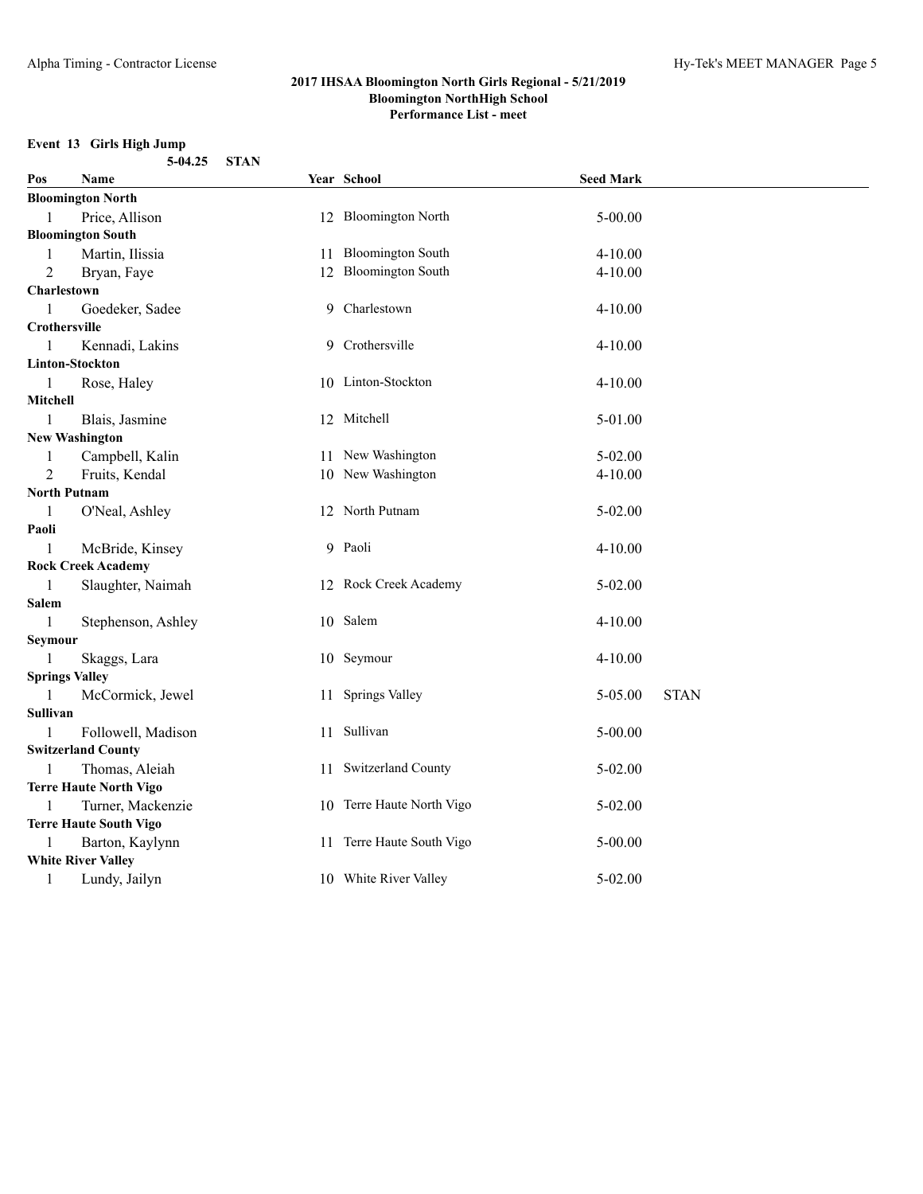## 2017 IHSAA Bloomington North Girls Regional - 5/21/2019
### Bloomington NorthHigh School
### Performance List - meet

**Event 13 Girls High Jump**

5-04.25 STAN

| Pos | Name | Year | School | Seed Mark | |
|---|---|---|---|---|---|
| **Bloomington North** | | | | | |
| 1 | Price, Allison | 12 | Bloomington North | 5-00.00 | |
| **Bloomington South** | | | | | |
| 1 | Martin, Ilissia | 11 | Bloomington South | 4-10.00 | |
| 2 | Bryan, Faye | 12 | Bloomington South | 4-10.00 | |
| **Charlestown** | | | | | |
| 1 | Goedeker, Sadee | 9 | Charlestown | 4-10.00 | |
| **Crothersville** | | | | | |
| 1 | Kennadi, Lakins | 9 | Crothersville | 4-10.00 | |
| **Linton-Stockton** | | | | | |
| 1 | Rose, Haley | 10 | Linton-Stockton | 4-10.00 | |
| **Mitchell** | | | | | |
| 1 | Blais, Jasmine | 12 | Mitchell | 5-01.00 | |
| **New Washington** | | | | | |
| 1 | Campbell, Kalin | 11 | New Washington | 5-02.00 | |
| 2 | Fruits, Kendal | 10 | New Washington | 4-10.00 | |
| **North Putnam** | | | | | |
| 1 | O'Neal, Ashley | 12 | North Putnam | 5-02.00 | |
| **Paoli** | | | | | |
| 1 | McBride, Kinsey | 9 | Paoli | 4-10.00 | |
| **Rock Creek Academy** | | | | | |
| 1 | Slaughter, Naimah | 12 | Rock Creek Academy | 5-02.00 | |
| **Salem** | | | | | |
| 1 | Stephenson, Ashley | 10 | Salem | 4-10.00 | |
| **Seymour** | | | | | |
| 1 | Skaggs, Lara | 10 | Seymour | 4-10.00 | |
| **Springs Valley** | | | | | |
| 1 | McCormick, Jewel | 11 | Springs Valley | 5-05.00 | STAN |
| **Sullivan** | | | | | |
| 1 | Followell, Madison | 11 | Sullivan | 5-00.00 | |
| **Switzerland County** | | | | | |
| 1 | Thomas, Aleiah | 11 | Switzerland County | 5-02.00 | |
| **Terre Haute North Vigo** | | | | | |
| 1 | Turner, Mackenzie | 10 | Terre Haute North Vigo | 5-02.00 | |
| **Terre Haute South Vigo** | | | | | |
| 1 | Barton, Kaylynn | 11 | Terre Haute South Vigo | 5-00.00 | |
| **White River Valley** | | | | | |
| 1 | Lundy, Jailyn | 10 | White River Valley | 5-02.00 | |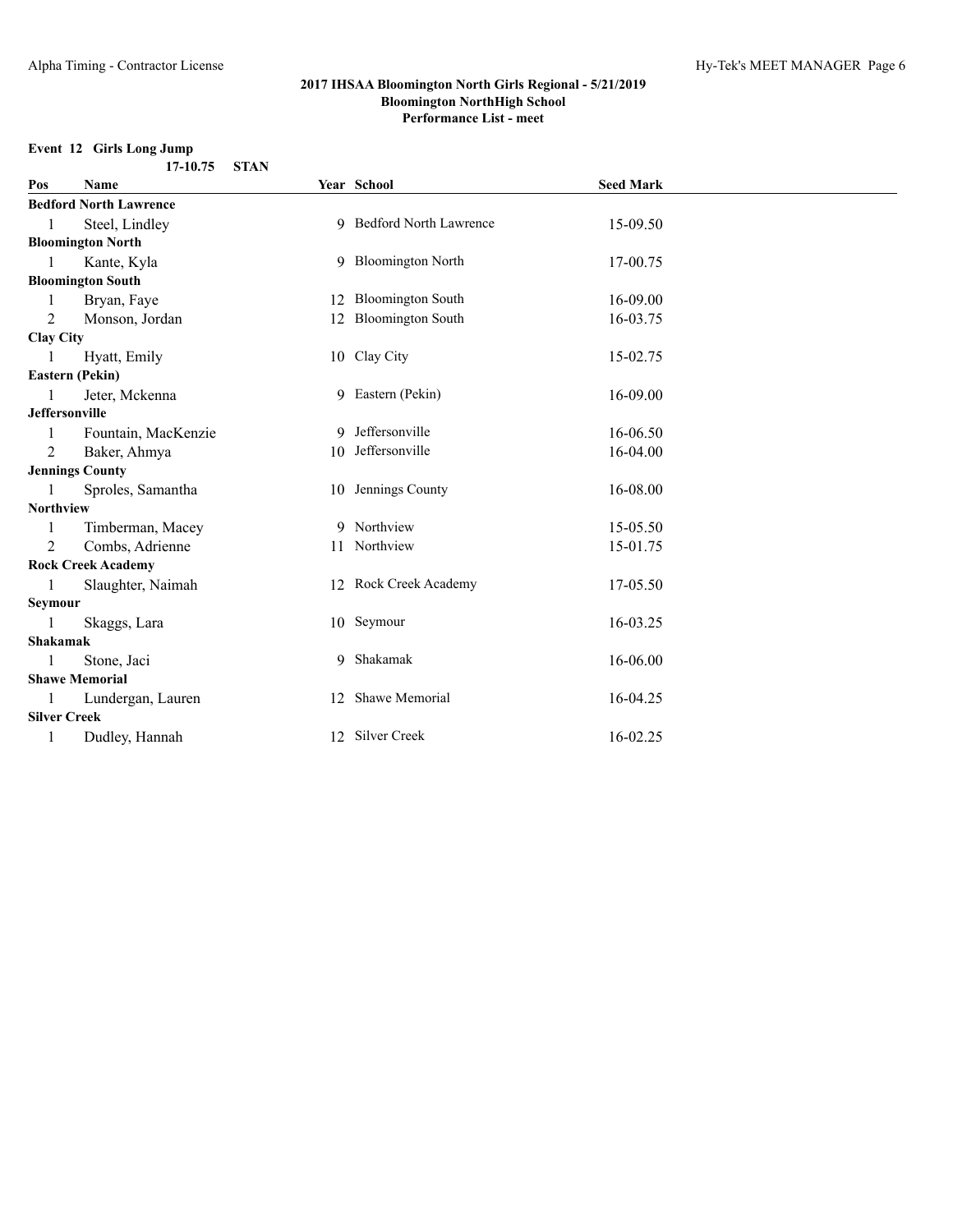## 2017 IHSAA Bloomington North Girls Regional - 5/21/2019
## Bloomington NorthHigh School
## Performance List - meet

### Event 12 Girls Long Jump

17-10.75 STAN

| Pos | Name | Year | School | Seed Mark |
|---|---|---|---|---|
| **Bedford North Lawrence** | | | | |
| 1 | Steel, Lindley | 9 | Bedford North Lawrence | 15-09.50 |
| **Bloomington North** | | | | |
| 1 | Kante, Kyla | 9 | Bloomington North | 17-00.75 |
| **Bloomington South** | | | | |
| 1 | Bryan, Faye | 12 | Bloomington South | 16-09.00 |
| 2 | Monson, Jordan | 12 | Bloomington South | 16-03.75 |
| **Clay City** | | | | |
| 1 | Hyatt, Emily | 10 | Clay City | 15-02.75 |
| **Eastern (Pekin)** | | | | |
| 1 | Jeter, Mckenna | 9 | Eastern (Pekin) | 16-09.00 |
| **Jeffersonville** | | | | |
| 1 | Fountain, MacKenzie | 9 | Jeffersonville | 16-06.50 |
| 2 | Baker, Ahmya | 10 | Jeffersonville | 16-04.00 |
| **Jennings County** | | | | |
| 1 | Sproles, Samantha | 10 | Jennings County | 16-08.00 |
| **Northview** | | | | |
| 1 | Timberman, Macey | 9 | Northview | 15-05.50 |
| 2 | Combs, Adrienne | 11 | Northview | 15-01.75 |
| **Rock Creek Academy** | | | | |
| 1 | Slaughter, Naimah | 12 | Rock Creek Academy | 17-05.50 |
| **Seymour** | | | | |
| 1 | Skaggs, Lara | 10 | Seymour | 16-03.25 |
| **Shakamak** | | | | |
| 1 | Stone, Jaci | 9 | Shakamak | 16-06.00 |
| **Shawe Memorial** | | | | |
| 1 | Lundergan, Lauren | 12 | Shawe Memorial | 16-04.25 |
| **Silver Creek** | | | | |
| 1 | Dudley, Hannah | 12 | Silver Creek | 16-02.25 |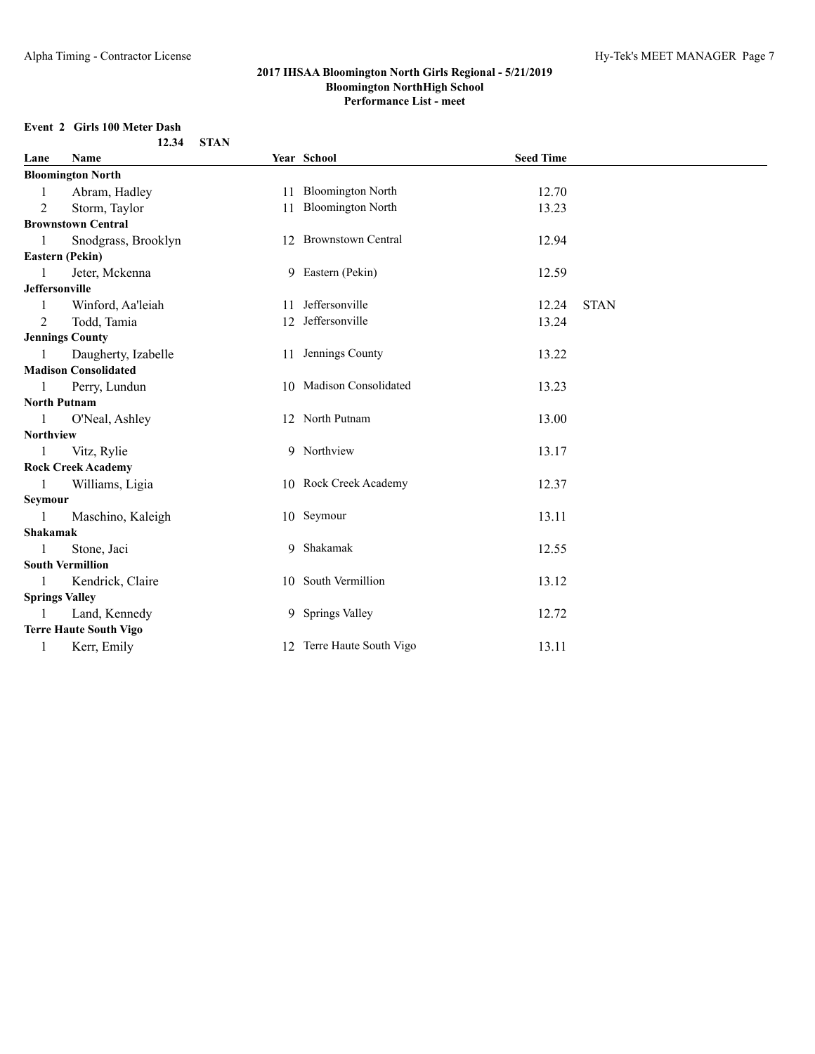## 2017 IHSAA Bloomington North Girls Regional - 5/21/2019
### Bloomington NorthHigh School
### Performance List - meet

**Event 2 Girls 100 Meter Dash**

**12.34 STAN**

| Lane | Name | Year | School | Seed Time | |
|---|---|---|---|---|---|
| **Bloomington North** | | | | | |
| 1 | Abram, Hadley | 11 | Bloomington North | 12.70 | |
| 2 | Storm, Taylor | 11 | Bloomington North | 13.23 | |
| **Brownstown Central** | | | | | |
| 1 | Snodgrass, Brooklyn | 12 | Brownstown Central | 12.94 | |
| **Eastern (Pekin)** | | | | | |
| 1 | Jeter, Mckenna | 9 | Eastern (Pekin) | 12.59 | |
| **Jeffersonville** | | | | | |
| 1 | Winford, Aa'leiah | 11 | Jeffersonville | 12.24 | STAN |
| 2 | Todd, Tamia | 12 | Jeffersonville | 13.24 | |
| **Jennings County** | | | | | |
| 1 | Daugherty, Izabelle | 11 | Jennings County | 13.22 | |
| **Madison Consolidated** | | | | | |
| 1 | Perry, Lundun | 10 | Madison Consolidated | 13.23 | |
| **North Putnam** | | | | | |
| 1 | O'Neal, Ashley | 12 | North Putnam | 13.00 | |
| **Northview** | | | | | |
| 1 | Vitz, Rylie | 9 | Northview | 13.17 | |
| **Rock Creek Academy** | | | | | |
| 1 | Williams, Ligia | 10 | Rock Creek Academy | 12.37 | |
| **Seymour** | | | | | |
| 1 | Maschino, Kaleigh | 10 | Seymour | 13.11 | |
| **Shakamak** | | | | | |
| 1 | Stone, Jaci | 9 | Shakamak | 12.55 | |
| **South Vermillion** | | | | | |
| 1 | Kendrick, Claire | 10 | South Vermillion | 13.12 | |
| **Springs Valley** | | | | | |
| 1 | Land, Kennedy | 9 | Springs Valley | 12.72 | |
| **Terre Haute South Vigo** | | | | | |
| 1 | Kerr, Emily | 12 | Terre Haute South Vigo | 13.11 | |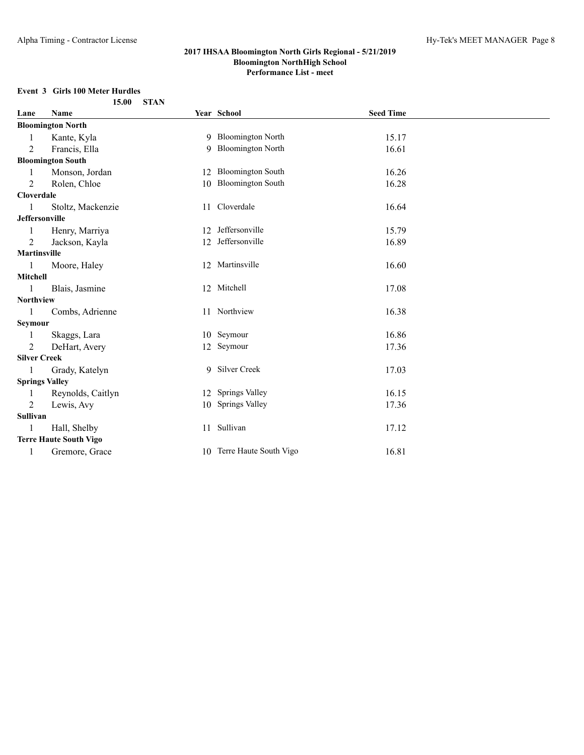**2017 IHSAA Bloomington North Girls Regional - 5/21/2019**
**Bloomington NorthHigh School**
**Performance List - meet**

### Event 3 Girls 100 Meter Hurdles

15.00 STAN

| Lane | Name | Year | School | Seed Time |
|---|---|---|---|---|
| **Bloomington North** | | | | |
| 1 | Kante, Kyla | 9 | Bloomington North | 15.17 |
| 2 | Francis, Ella | 9 | Bloomington North | 16.61 |
| **Bloomington South** | | | | |
| 1 | Monson, Jordan | 12 | Bloomington South | 16.26 |
| 2 | Rolen, Chloe | 10 | Bloomington South | 16.28 |
| **Cloverdale** | | | | |
| 1 | Stoltz, Mackenzie | 11 | Cloverdale | 16.64 |
| **Jeffersonville** | | | | |
| 1 | Henry, Marriya | 12 | Jeffersonville | 15.79 |
| 2 | Jackson, Kayla | 12 | Jeffersonville | 16.89 |
| **Martinsville** | | | | |
| 1 | Moore, Haley | 12 | Martinsville | 16.60 |
| **Mitchell** | | | | |
| 1 | Blais, Jasmine | 12 | Mitchell | 17.08 |
| **Northview** | | | | |
| 1 | Combs, Adrienne | 11 | Northview | 16.38 |
| **Seymour** | | | | |
| 1 | Skaggs, Lara | 10 | Seymour | 16.86 |
| 2 | DeHart, Avery | 12 | Seymour | 17.36 |
| **Silver Creek** | | | | |
| 1 | Grady, Katelyn | 9 | Silver Creek | 17.03 |
| **Springs Valley** | | | | |
| 1 | Reynolds, Caitlyn | 12 | Springs Valley | 16.15 |
| 2 | Lewis, Avy | 10 | Springs Valley | 17.36 |
| **Sullivan** | | | | |
| 1 | Hall, Shelby | 11 | Sullivan | 17.12 |
| **Terre Haute South Vigo** | | | | |
| 1 | Gremore, Grace | 10 | Terre Haute South Vigo | 16.81 |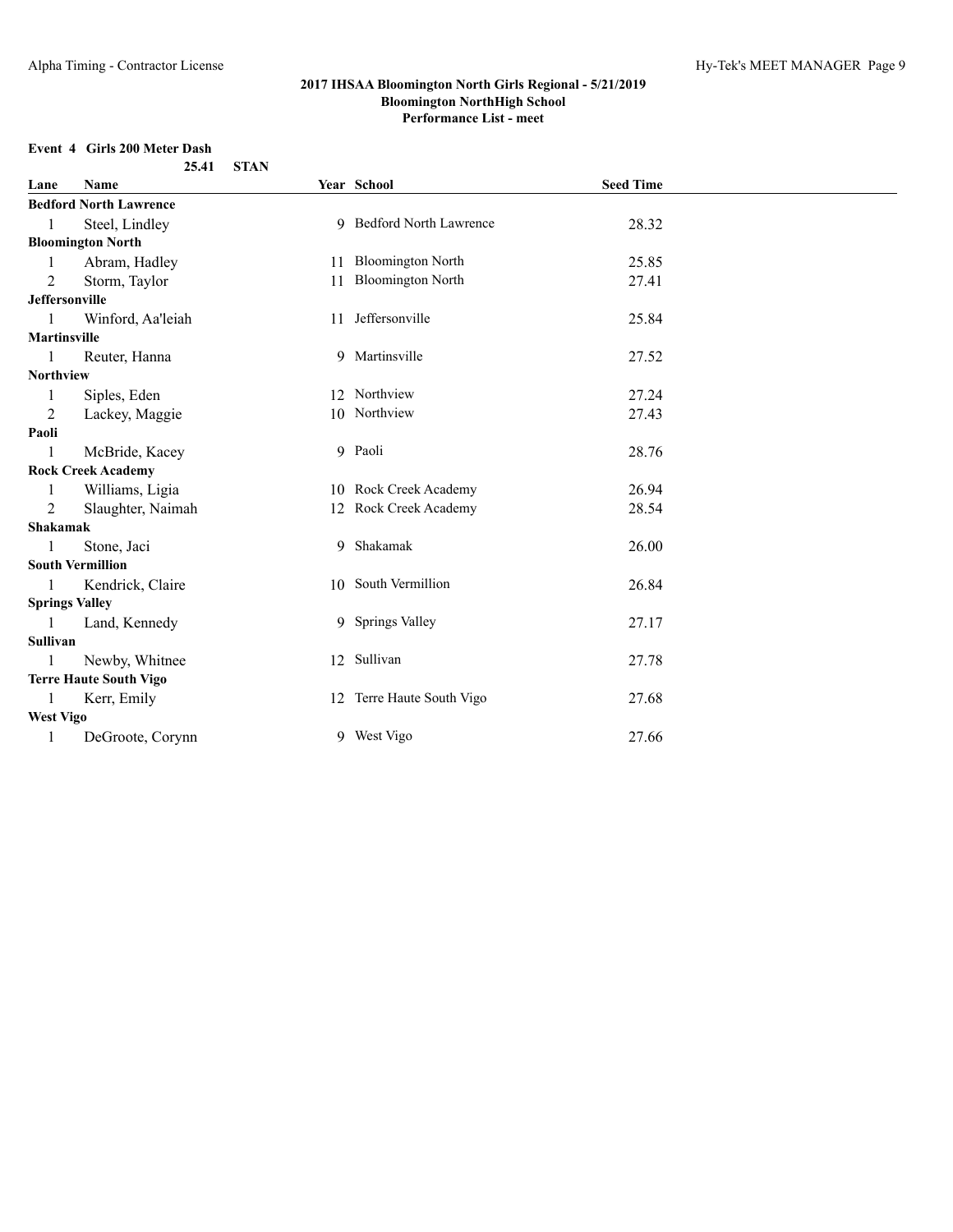## 2017 IHSAA Bloomington North Girls Regional - 5/21/2019
### Bloomington NorthHigh School
### Performance List - meet

**Event 4 Girls 200 Meter Dash**

**25.41 STAN**

| Lane | Name | Year | School | Seed Time |
|---|---|---|---|---|
| **Bedford North Lawrence** | | | | |
| 1 | Steel, Lindley | 9 | Bedford North Lawrence | 28.32 |
| **Bloomington North** | | | | |
| 1 | Abram, Hadley | 11 | Bloomington North | 25.85 |
| 2 | Storm, Taylor | 11 | Bloomington North | 27.41 |
| **Jeffersonville** | | | | |
| 1 | Winford, Aa'leiah | 11 | Jeffersonville | 25.84 |
| **Martinsville** | | | | |
| 1 | Reuter, Hanna | 9 | Martinsville | 27.52 |
| **Northview** | | | | |
| 1 | Siples, Eden | 12 | Northview | 27.24 |
| 2 | Lackey, Maggie | 10 | Northview | 27.43 |
| **Paoli** | | | | |
| 1 | McBride, Kacey | 9 | Paoli | 28.76 |
| **Rock Creek Academy** | | | | |
| 1 | Williams, Ligia | 10 | Rock Creek Academy | 26.94 |
| 2 | Slaughter, Naimah | 12 | Rock Creek Academy | 28.54 |
| **Shakamak** | | | | |
| 1 | Stone, Jaci | 9 | Shakamak | 26.00 |
| **South Vermillion** | | | | |
| 1 | Kendrick, Claire | 10 | South Vermillion | 26.84 |
| **Springs Valley** | | | | |
| 1 | Land, Kennedy | 9 | Springs Valley | 27.17 |
| **Sullivan** | | | | |
| 1 | Newby, Whitnee | 12 | Sullivan | 27.78 |
| **Terre Haute South Vigo** | | | | |
| 1 | Kerr, Emily | 12 | Terre Haute South Vigo | 27.68 |
| **West Vigo** | | | | |
| 1 | DeGroote, Corynn | 9 | West Vigo | 27.66 |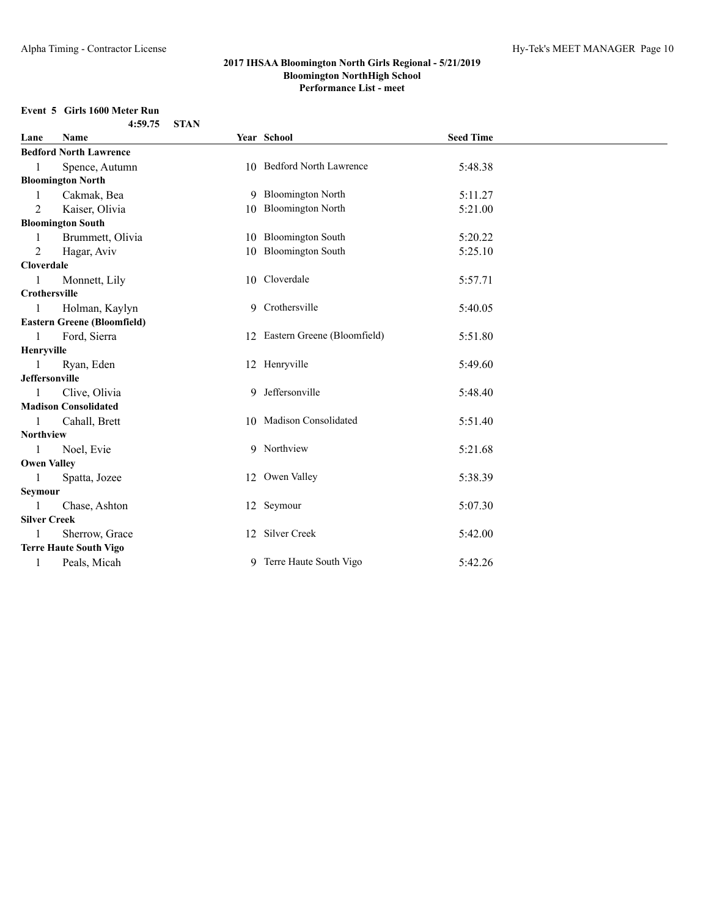**2017 IHSAA Bloomington North Girls Regional - 5/21/2019**
**Bloomington NorthHigh School**
**Performance List - meet**

**Event 5 Girls 1600 Meter Run**

4:59.75 **STAN**

| Lane | Name | Year | School | Seed Time |
|---|---|---|---|---|
| **Bedford North Lawrence** | | | | |
| 1 | Spence, Autumn | 10 | Bedford North Lawrence | 5:48.38 |
| **Bloomington North** | | | | |
| 1 | Cakmak, Bea | 9 | Bloomington North | 5:11.27 |
| 2 | Kaiser, Olivia | 10 | Bloomington North | 5:21.00 |
| **Bloomington South** | | | | |
| 1 | Brummett, Olivia | 10 | Bloomington South | 5:20.22 |
| 2 | Hagar, Aviv | 10 | Bloomington South | 5:25.10 |
| **Cloverdale** | | | | |
| 1 | Monnett, Lily | 10 | Cloverdale | 5:57.71 |
| **Crothersville** | | | | |
| 1 | Holman, Kaylyn | 9 | Crothersville | 5:40.05 |
| **Eastern Greene (Bloomfield)** | | | | |
| 1 | Ford, Sierra | 12 | Eastern Greene (Bloomfield) | 5:51.80 |
| **Henryville** | | | | |
| 1 | Ryan, Eden | 12 | Henryville | 5:49.60 |
| **Jeffersonville** | | | | |
| 1 | Clive, Olivia | 9 | Jeffersonville | 5:48.40 |
| **Madison Consolidated** | | | | |
| 1 | Cahall, Brett | 10 | Madison Consolidated | 5:51.40 |
| **Northview** | | | | |
| 1 | Noel, Evie | 9 | Northview | 5:21.68 |
| **Owen Valley** | | | | |
| 1 | Spatta, Jozee | 12 | Owen Valley | 5:38.39 |
| **Seymour** | | | | |
| 1 | Chase, Ashton | 12 | Seymour | 5:07.30 |
| **Silver Creek** | | | | |
| 1 | Sherrow, Grace | 12 | Silver Creek | 5:42.00 |
| **Terre Haute South Vigo** | | | | |
| 1 | Peals, Micah | 9 | Terre Haute South Vigo | 5:42.26 |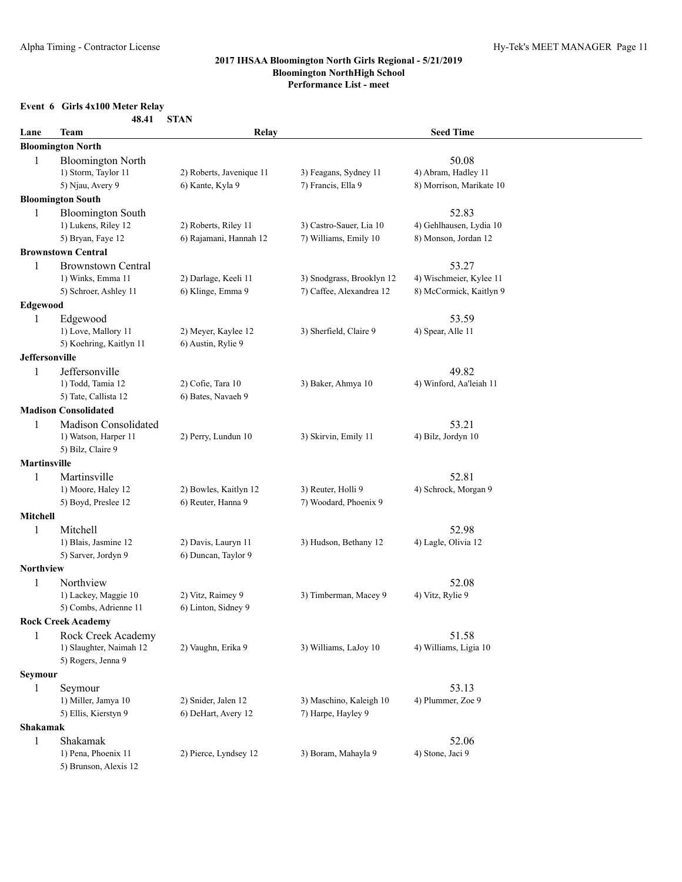## 2017 IHSAA Bloomington North Girls Regional - 5/21/2019
### Bloomington NorthHigh School
### Performance List - meet

**Event 6 Girls 4x100 Meter Relay**

**48.41 STAN**

| Lane | Team | Relay | | Seed Time |
|---|---|---|---|---|
| **Bloomington North** | | | | |
| 1 | Bloomington North | | | 50.08 |
| | 1) Storm, Taylor 11 | 2) Roberts, Javenique 11 | 3) Feagans, Sydney 11 | 4) Abram, Hadley 11 |
| | 5) Njau, Avery 9 | 6) Kante, Kyla 9 | 7) Francis, Ella 9 | 8) Morrison, Marikate 10 |
| **Bloomington South** | | | | |
| 1 | Bloomington South | | | 52.83 |
| | 1) Lukens, Riley 12 | 2) Roberts, Riley 11 | 3) Castro-Sauer, Lia 10 | 4) Gehlhausen, Lydia 10 |
| | 5) Bryan, Faye 12 | 6) Rajamani, Hannah 12 | 7) Williams, Emily 10 | 8) Monson, Jordan 12 |
| **Brownstown Central** | | | | |
| 1 | Brownstown Central | | | 53.27 |
| | 1) Winks, Emma 11 | 2) Darlage, Keeli 11 | 3) Snodgrass, Brooklyn 12 | 4) Wischmeier, Kylee 11 |
| | 5) Schroer, Ashley 11 | 6) Klinge, Emma 9 | 7) Caffee, Alexandrea 12 | 8) McCormick, Kaitlyn 9 |
| **Edgewood** | | | | |
| 1 | Edgewood | | | 53.59 |
| | 1) Love, Mallory 11 | 2) Meyer, Kaylee 12 | 3) Sherfield, Claire 9 | 4) Spear, Alle 11 |
| | 5) Koehring, Kaitlyn 11 | 6) Austin, Rylie 9 | | |
| **Jeffersonville** | | | | |
| 1 | Jeffersonville | | | 49.82 |
| | 1) Todd, Tamia 12 | 2) Cofie, Tara 10 | 3) Baker, Ahmya 10 | 4) Winford, Aa'leiah 11 |
| | 5) Tate, Callista 12 | 6) Bates, Navaeh 9 | | |
| **Madison Consolidated** | | | | |
| 1 | Madison Consolidated | | | 53.21 |
| | 1) Watson, Harper 11 | 2) Perry, Lundun 10 | 3) Skirvin, Emily 11 | 4) Bilz, Jordyn 10 |
| | 5) Bilz, Claire 9 | | | |
| **Martinsville** | | | | |
| 1 | Martinsville | | | 52.81 |
| | 1) Moore, Haley 12 | 2) Bowles, Kaitlyn 12 | 3) Reuter, Holli 9 | 4) Schrock, Morgan 9 |
| | 5) Boyd, Preslee 12 | 6) Reuter, Hanna 9 | 7) Woodard, Phoenix 9 | |
| **Mitchell** | | | | |
| 1 | Mitchell | | | 52.98 |
| | 1) Blais, Jasmine 12 | 2) Davis, Lauryn 11 | 3) Hudson, Bethany 12 | 4) Lagle, Olivia 12 |
| | 5) Sarver, Jordyn 9 | 6) Duncan, Taylor 9 | | |
| **Northview** | | | | |
| 1 | Northview | | | 52.08 |
| | 1) Lackey, Maggie 10 | 2) Vitz, Raimey 9 | 3) Timberman, Macey 9 | 4) Vitz, Rylie 9 |
| | 5) Combs, Adrienne 11 | 6) Linton, Sidney 9 | | |
| **Rock Creek Academy** | | | | |
| 1 | Rock Creek Academy | | | 51.58 |
| | 1) Slaughter, Naimah 12 | 2) Vaughn, Erika 9 | 3) Williams, LaJoy 10 | 4) Williams, Ligia 10 |
| | 5) Rogers, Jenna 9 | | | |
| **Seymour** | | | | |
| 1 | Seymour | | | 53.13 |
| | 1) Miller, Jamya 10 | 2) Snider, Jalen 12 | 3) Maschino, Kaleigh 10 | 4) Plummer, Zoe 9 |
| | 5) Ellis, Kierstyn 9 | 6) DeHart, Avery 12 | 7) Harpe, Hayley 9 | |
| **Shakamak** | | | | |
| 1 | Shakamak | | | 52.06 |
| | 1) Pena, Phoenix 11 | 2) Pierce, Lyndsey 12 | 3) Boram, Mahayla 9 | 4) Stone, Jaci 9 |
| | 5) Brunson, Alexis 12 | | | |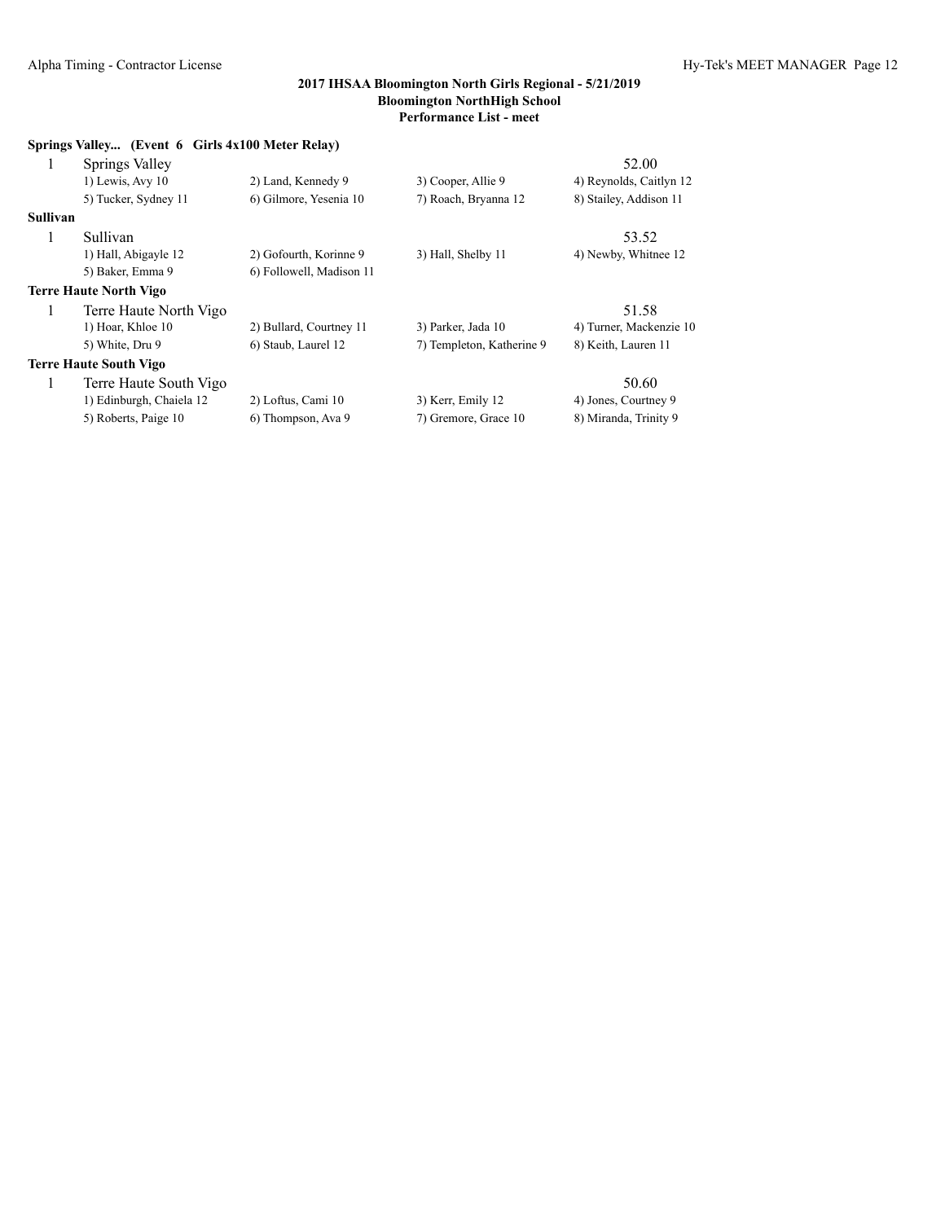**2017 IHSAA Bloomington North Girls Regional - 5/21/2019**
**Bloomington NorthHigh School**
**Performance List - meet**

**Springs Valley... (Event 6 Girls 4x100 Meter Relay)**

| | | | | |
|---|---|---|---|---|
| 1 | Springs Valley | | | 52.00 |
| | 1) Lewis, Avy 10 | 2) Land, Kennedy 9 | 3) Cooper, Allie 9 | 4) Reynolds, Caitlyn 12 |
| | 5) Tucker, Sydney 11 | 6) Gilmore, Yesenia 10 | 7) Roach, Bryanna 12 | 8) Stailey, Addison 11 |

**Sullivan**

| | | | | |
|---|---|---|---|---|
| 1 | Sullivan | | | 53.52 |
| | 1) Hall, Abigayle 12 | 2) Gofourth, Korinne 9 | 3) Hall, Shelby 11 | 4) Newby, Whitnee 12 |
| | 5) Baker, Emma 9 | 6) Followell, Madison 11 | | |

**Terre Haute North Vigo**

| | | | | |
|---|---|---|---|---|
| 1 | Terre Haute North Vigo | | | 51.58 |
| | 1) Hoar, Khloe 10 | 2) Bullard, Courtney 11 | 3) Parker, Jada 10 | 4) Turner, Mackenzie 10 |
| | 5) White, Dru 9 | 6) Staub, Laurel 12 | 7) Templeton, Katherine 9 | 8) Keith, Lauren 11 |

**Terre Haute South Vigo**

| | | | | |
|---|---|---|---|---|
| 1 | Terre Haute South Vigo | | | 50.60 |
| | 1) Edinburgh, Chaiela 12 | 2) Loftus, Cami 10 | 3) Kerr, Emily 12 | 4) Jones, Courtney 9 |
| | 5) Roberts, Paige 10 | 6) Thompson, Ava 9 | 7) Gremore, Grace 10 | 8) Miranda, Trinity 9 |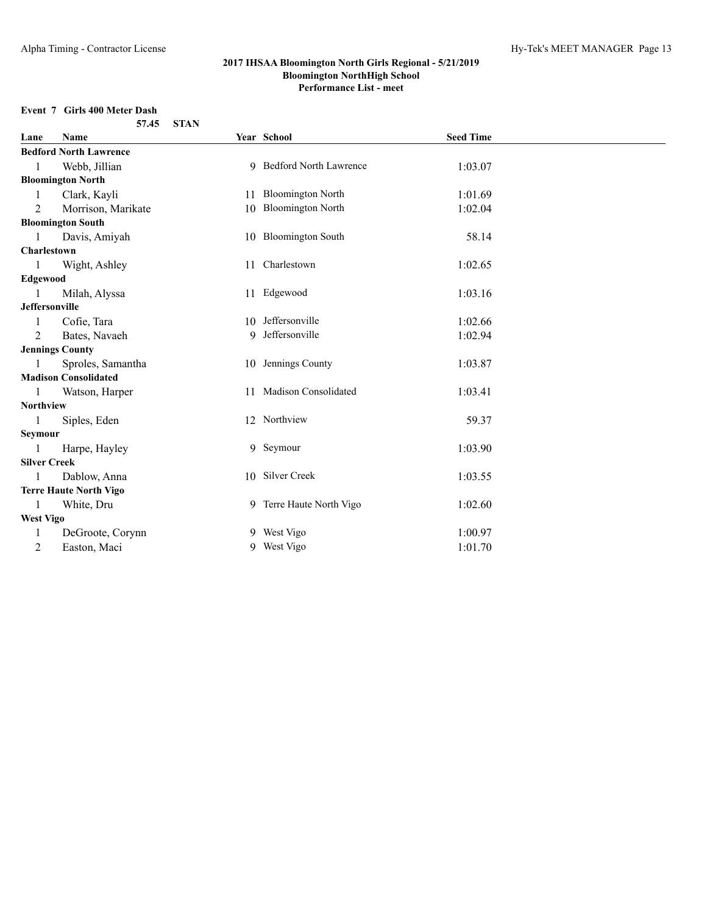## 2017 IHSAA Bloomington North Girls Regional - 5/21/2019
### Bloomington NorthHigh School
### Performance List - meet

**Event 7 Girls 400 Meter Dash**

**57.45 STAN**

| Lane | Name | Year | School | Seed Time |
|---|---|---|---|---|
| **Bedford North Lawrence** | | | | |
| 1 | Webb, Jillian | 9 | Bedford North Lawrence | 1:03.07 |
| **Bloomington North** | | | | |
| 1 | Clark, Kayli | 11 | Bloomington North | 1:01.69 |
| 2 | Morrison, Marikate | 10 | Bloomington North | 1:02.04 |
| **Bloomington South** | | | | |
| 1 | Davis, Amiyah | 10 | Bloomington South | 58.14 |
| **Charlestown** | | | | |
| 1 | Wight, Ashley | 11 | Charlestown | 1:02.65 |
| **Edgewood** | | | | |
| 1 | Milah, Alyssa | 11 | Edgewood | 1:03.16 |
| **Jeffersonville** | | | | |
| 1 | Cofie, Tara | 10 | Jeffersonville | 1:02.66 |
| 2 | Bates, Navaeh | 9 | Jeffersonville | 1:02.94 |
| **Jennings County** | | | | |
| 1 | Sproles, Samantha | 10 | Jennings County | 1:03.87 |
| **Madison Consolidated** | | | | |
| 1 | Watson, Harper | 11 | Madison Consolidated | 1:03.41 |
| **Northview** | | | | |
| 1 | Siples, Eden | 12 | Northview | 59.37 |
| **Seymour** | | | | |
| 1 | Harpe, Hayley | 9 | Seymour | 1:03.90 |
| **Silver Creek** | | | | |
| 1 | Dablow, Anna | 10 | Silver Creek | 1:03.55 |
| **Terre Haute North Vigo** | | | | |
| 1 | White, Dru | 9 | Terre Haute North Vigo | 1:02.60 |
| **West Vigo** | | | | |
| 1 | DeGroote, Corynn | 9 | West Vigo | 1:00.97 |
| 2 | Easton, Maci | 9 | West Vigo | 1:01.70 |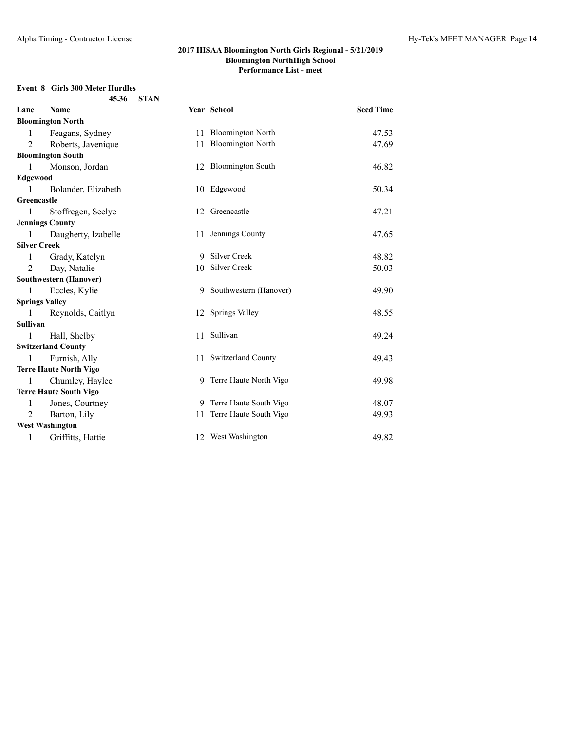**2017 IHSAA Bloomington North Girls Regional - 5/21/2019**
**Bloomington NorthHigh School**
**Performance List - meet**

**Event 8 Girls 300 Meter Hurdles**

45.36 STAN

| Lane | Name | Year | School | Seed Time |
|---|---|---|---|---|
| **Bloomington North** | | | | |
| 1 | Feagans, Sydney | 11 | Bloomington North | 47.53 |
| 2 | Roberts, Javenique | 11 | Bloomington North | 47.69 |
| **Bloomington South** | | | | |
| 1 | Monson, Jordan | 12 | Bloomington South | 46.82 |
| **Edgewood** | | | | |
| 1 | Bolander, Elizabeth | 10 | Edgewood | 50.34 |
| **Greencastle** | | | | |
| 1 | Stoffregen, Seelye | 12 | Greencastle | 47.21 |
| **Jennings County** | | | | |
| 1 | Daugherty, Izabelle | 11 | Jennings County | 47.65 |
| **Silver Creek** | | | | |
| 1 | Grady, Katelyn | 9 | Silver Creek | 48.82 |
| 2 | Day, Natalie | 10 | Silver Creek | 50.03 |
| **Southwestern (Hanover)** | | | | |
| 1 | Eccles, Kylie | 9 | Southwestern (Hanover) | 49.90 |
| **Springs Valley** | | | | |
| 1 | Reynolds, Caitlyn | 12 | Springs Valley | 48.55 |
| **Sullivan** | | | | |
| 1 | Hall, Shelby | 11 | Sullivan | 49.24 |
| **Switzerland County** | | | | |
| 1 | Furnish, Ally | 11 | Switzerland County | 49.43 |
| **Terre Haute North Vigo** | | | | |
| 1 | Chumley, Haylee | 9 | Terre Haute North Vigo | 49.98 |
| **Terre Haute South Vigo** | | | | |
| 1 | Jones, Courtney | 9 | Terre Haute South Vigo | 48.07 |
| 2 | Barton, Lily | 11 | Terre Haute South Vigo | 49.93 |
| **West Washington** | | | | |
| 1 | Griffitts, Hattie | 12 | West Washington | 49.82 |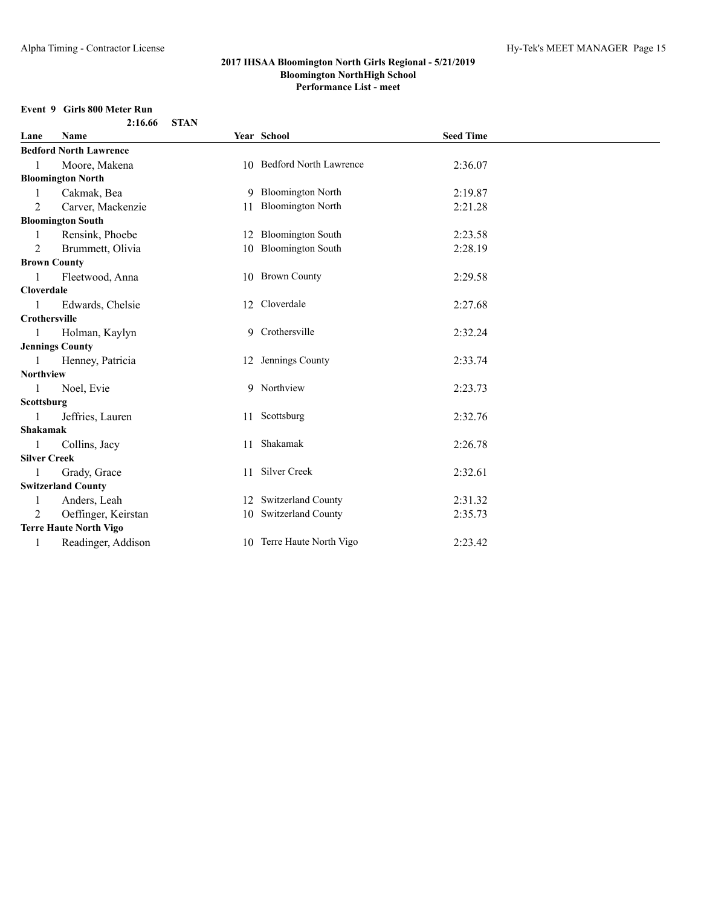## 2017 IHSAA Bloomington North Girls Regional - 5/21/2019
## Bloomington NorthHigh School
## Performance List - meet

### Event 9 Girls 800 Meter Run

**2:16.66 STAN**

| Lane | Name | Year | School | Seed Time |
|---|---|---|---|---|
| **Bedford North Lawrence** | | | | |
| 1 | Moore, Makena | 10 | Bedford North Lawrence | 2:36.07 |
| **Bloomington North** | | | | |
| 1 | Cakmak, Bea | 9 | Bloomington North | 2:19.87 |
| 2 | Carver, Mackenzie | 11 | Bloomington North | 2:21.28 |
| **Bloomington South** | | | | |
| 1 | Rensink, Phoebe | 12 | Bloomington South | 2:23.58 |
| 2 | Brummett, Olivia | 10 | Bloomington South | 2:28.19 |
| **Brown County** | | | | |
| 1 | Fleetwood, Anna | 10 | Brown County | 2:29.58 |
| **Cloverdale** | | | | |
| 1 | Edwards, Chelsie | 12 | Cloverdale | 2:27.68 |
| **Crothersville** | | | | |
| 1 | Holman, Kaylyn | 9 | Crothersville | 2:32.24 |
| **Jennings County** | | | | |
| 1 | Henney, Patricia | 12 | Jennings County | 2:33.74 |
| **Northview** | | | | |
| 1 | Noel, Evie | 9 | Northview | 2:23.73 |
| **Scottsburg** | | | | |
| 1 | Jeffries, Lauren | 11 | Scottsburg | 2:32.76 |
| **Shakamak** | | | | |
| 1 | Collins, Jacy | 11 | Shakamak | 2:26.78 |
| **Silver Creek** | | | | |
| 1 | Grady, Grace | 11 | Silver Creek | 2:32.61 |
| **Switzerland County** | | | | |
| 1 | Anders, Leah | 12 | Switzerland County | 2:31.32 |
| 2 | Oeffinger, Keirstan | 10 | Switzerland County | 2:35.73 |
| **Terre Haute North Vigo** | | | | |
| 1 | Readinger, Addison | 10 | Terre Haute North Vigo | 2:23.42 |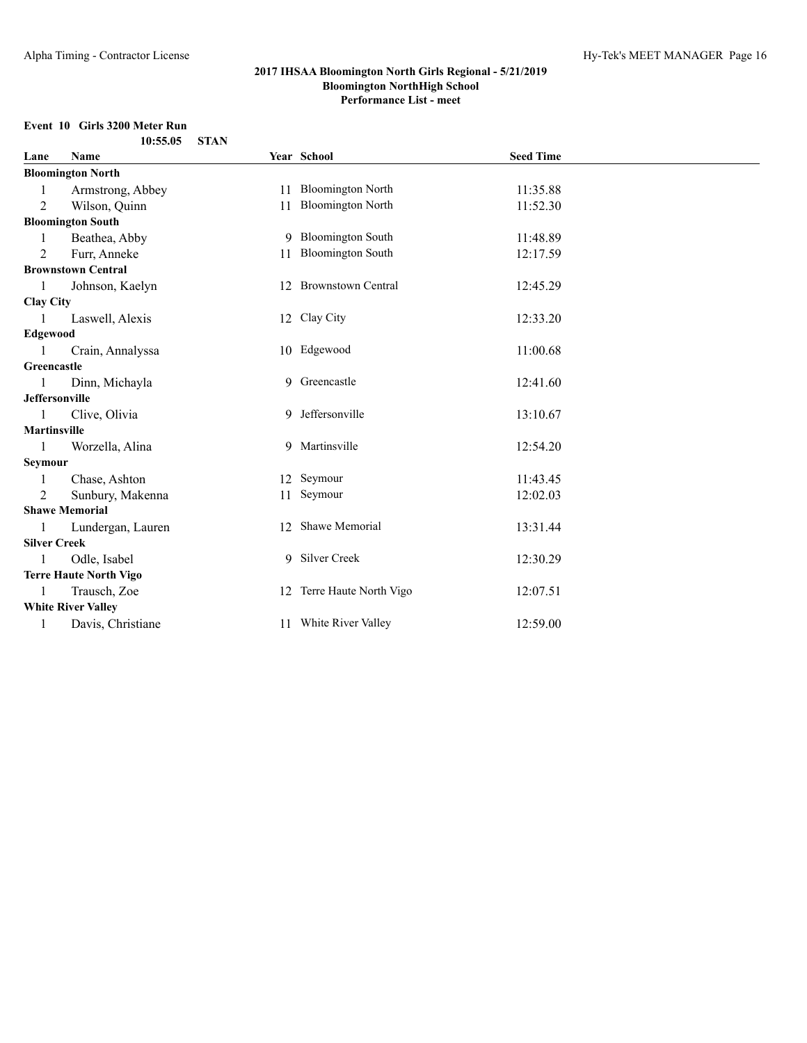## 2017 IHSAA Bloomington North Girls Regional - 5/21/2019
### Bloomington NorthHigh School
### Performance List - meet

**Event 10 Girls 3200 Meter Run**

10:55.05 STAN

| Lane | Name | Year | School | Seed Time |
|---|---|---|---|---|
| **Bloomington North** | | | | |
| 1 | Armstrong, Abbey | 11 | Bloomington North | 11:35.88 |
| 2 | Wilson, Quinn | 11 | Bloomington North | 11:52.30 |
| **Bloomington South** | | | | |
| 1 | Beathea, Abby | 9 | Bloomington South | 11:48.89 |
| 2 | Furr, Anneke | 11 | Bloomington South | 12:17.59 |
| **Brownstown Central** | | | | |
| 1 | Johnson, Kaelyn | 12 | Brownstown Central | 12:45.29 |
| **Clay City** | | | | |
| 1 | Laswell, Alexis | 12 | Clay City | 12:33.20 |
| **Edgewood** | | | | |
| 1 | Crain, Annalyssa | 10 | Edgewood | 11:00.68 |
| **Greencastle** | | | | |
| 1 | Dinn, Michayla | 9 | Greencastle | 12:41.60 |
| **Jeffersonville** | | | | |
| 1 | Clive, Olivia | 9 | Jeffersonville | 13:10.67 |
| **Martinsville** | | | | |
| 1 | Worzella, Alina | 9 | Martinsville | 12:54.20 |
| **Seymour** | | | | |
| 1 | Chase, Ashton | 12 | Seymour | 11:43.45 |
| 2 | Sunbury, Makenna | 11 | Seymour | 12:02.03 |
| **Shawe Memorial** | | | | |
| 1 | Lundergan, Lauren | 12 | Shawe Memorial | 13:31.44 |
| **Silver Creek** | | | | |
| 1 | Odle, Isabel | 9 | Silver Creek | 12:30.29 |
| **Terre Haute North Vigo** | | | | |
| 1 | Trausch, Zoe | 12 | Terre Haute North Vigo | 12:07.51 |
| **White River Valley** | | | | |
| 1 | Davis, Christiane | 11 | White River Valley | 12:59.00 |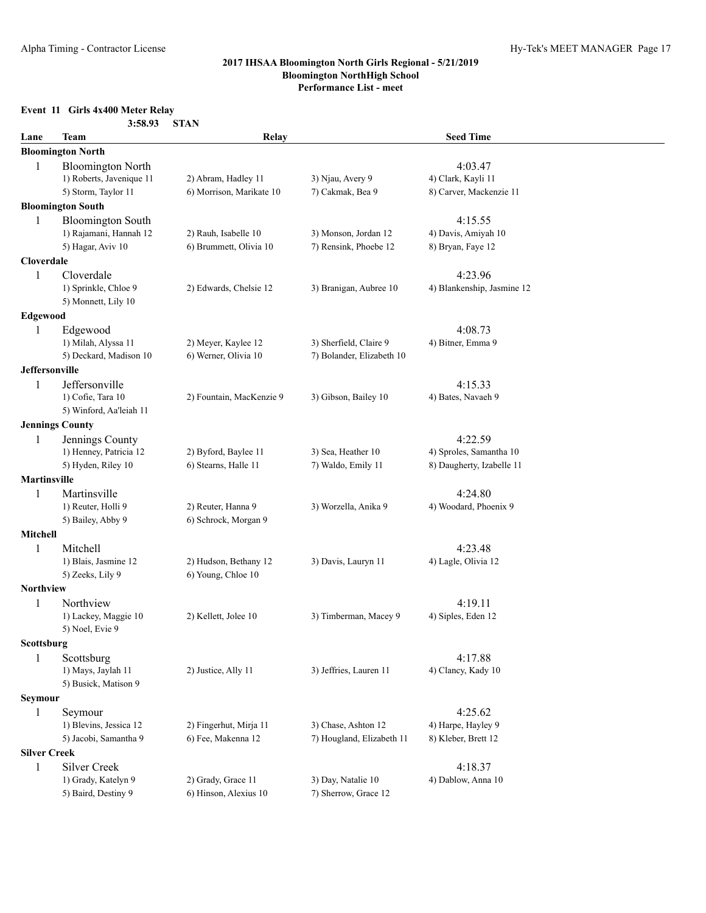## 2017 IHSAA Bloomington North Girls Regional - 5/21/2019
### Bloomington NorthHigh School
### Performance List - meet

**Event 11 Girls 4x400 Meter Relay**

3:58.93 STAN

| Lane | Team | Relay | | Seed Time |
|---|---|---|---|---|
| **Bloomington North** | | | | |
| 1 | Bloomington North | | | 4:03.47 |
| | 1) Roberts, Javenique 11 | 2) Abram, Hadley 11 | 3) Njau, Avery 9 | 4) Clark, Kayli 11 |
| | 5) Storm, Taylor 11 | 6) Morrison, Marikate 10 | 7) Cakmak, Bea 9 | 8) Carver, Mackenzie 11 |
| **Bloomington South** | | | | |
| 1 | Bloomington South | | | 4:15.55 |
| | 1) Rajamani, Hannah 12 | 2) Rauh, Isabelle 10 | 3) Monson, Jordan 12 | 4) Davis, Amiyah 10 |
| | 5) Hagar, Aviv 10 | 6) Brummett, Olivia 10 | 7) Rensink, Phoebe 12 | 8) Bryan, Faye 12 |
| **Cloverdale** | | | | |
| 1 | Cloverdale | | | 4:23.96 |
| | 1) Sprinkle, Chloe 9 | 2) Edwards, Chelsie 12 | 3) Branigan, Aubree 10 | 4) Blankenship, Jasmine 12 |
| | 5) Monnett, Lily 10 | | | |
| **Edgewood** | | | | |
| 1 | Edgewood | | | 4:08.73 |
| | 1) Milah, Alyssa 11 | 2) Meyer, Kaylee 12 | 3) Sherfield, Claire 9 | 4) Bitner, Emma 9 |
| | 5) Deckard, Madison 10 | 6) Werner, Olivia 10 | 7) Bolander, Elizabeth 10 | |
| **Jeffersonville** | | | | |
| 1 | Jeffersonville | | | 4:15.33 |
| | 1) Cofie, Tara 10 | 2) Fountain, MacKenzie 9 | 3) Gibson, Bailey 10 | 4) Bates, Navaeh 9 |
| | 5) Winford, Aa'leiah 11 | | | |
| **Jennings County** | | | | |
| 1 | Jennings County | | | 4:22.59 |
| | 1) Henney, Patricia 12 | 2) Byford, Baylee 11 | 3) Sea, Heather 10 | 4) Sproles, Samantha 10 |
| | 5) Hyden, Riley 10 | 6) Stearns, Halle 11 | 7) Waldo, Emily 11 | 8) Daugherty, Izabelle 11 |
| **Martinsville** | | | | |
| 1 | Martinsville | | | 4:24.80 |
| | 1) Reuter, Holli 9 | 2) Reuter, Hanna 9 | 3) Worzella, Anika 9 | 4) Woodard, Phoenix 9 |
| | 5) Bailey, Abby 9 | 6) Schrock, Morgan 9 | | |
| **Mitchell** | | | | |
| 1 | Mitchell | | | 4:23.48 |
| | 1) Blais, Jasmine 12 | 2) Hudson, Bethany 12 | 3) Davis, Lauryn 11 | 4) Lagle, Olivia 12 |
| | 5) Zeeks, Lily 9 | 6) Young, Chloe 10 | | |
| **Northview** | | | | |
| 1 | Northview | | | 4:19.11 |
| | 1) Lackey, Maggie 10 | 2) Kellett, Jolee 10 | 3) Timberman, Macey 9 | 4) Siples, Eden 12 |
| | 5) Noel, Evie 9 | | | |
| **Scottsburg** | | | | |
| 1 | Scottsburg | | | 4:17.88 |
| | 1) Mays, Jaylah 11 | 2) Justice, Ally 11 | 3) Jeffries, Lauren 11 | 4) Clancy, Kady 10 |
| | 5) Busick, Matison 9 | | | |
| **Seymour** | | | | |
| 1 | Seymour | | | 4:25.62 |
| | 1) Blevins, Jessica 12 | 2) Fingerhut, Mirja 11 | 3) Chase, Ashton 12 | 4) Harpe, Hayley 9 |
| | 5) Jacobi, Samantha 9 | 6) Fee, Makenna 12 | 7) Hougland, Elizabeth 11 | 8) Kleber, Brett 12 |
| **Silver Creek** | | | | |
| 1 | Silver Creek | | | 4:18.37 |
| | 1) Grady, Katelyn 9 | 2) Grady, Grace 11 | 3) Day, Natalie 10 | 4) Dablow, Anna 10 |
| | 5) Baird, Destiny 9 | 6) Hinson, Alexius 10 | 7) Sherrow, Grace 12 | |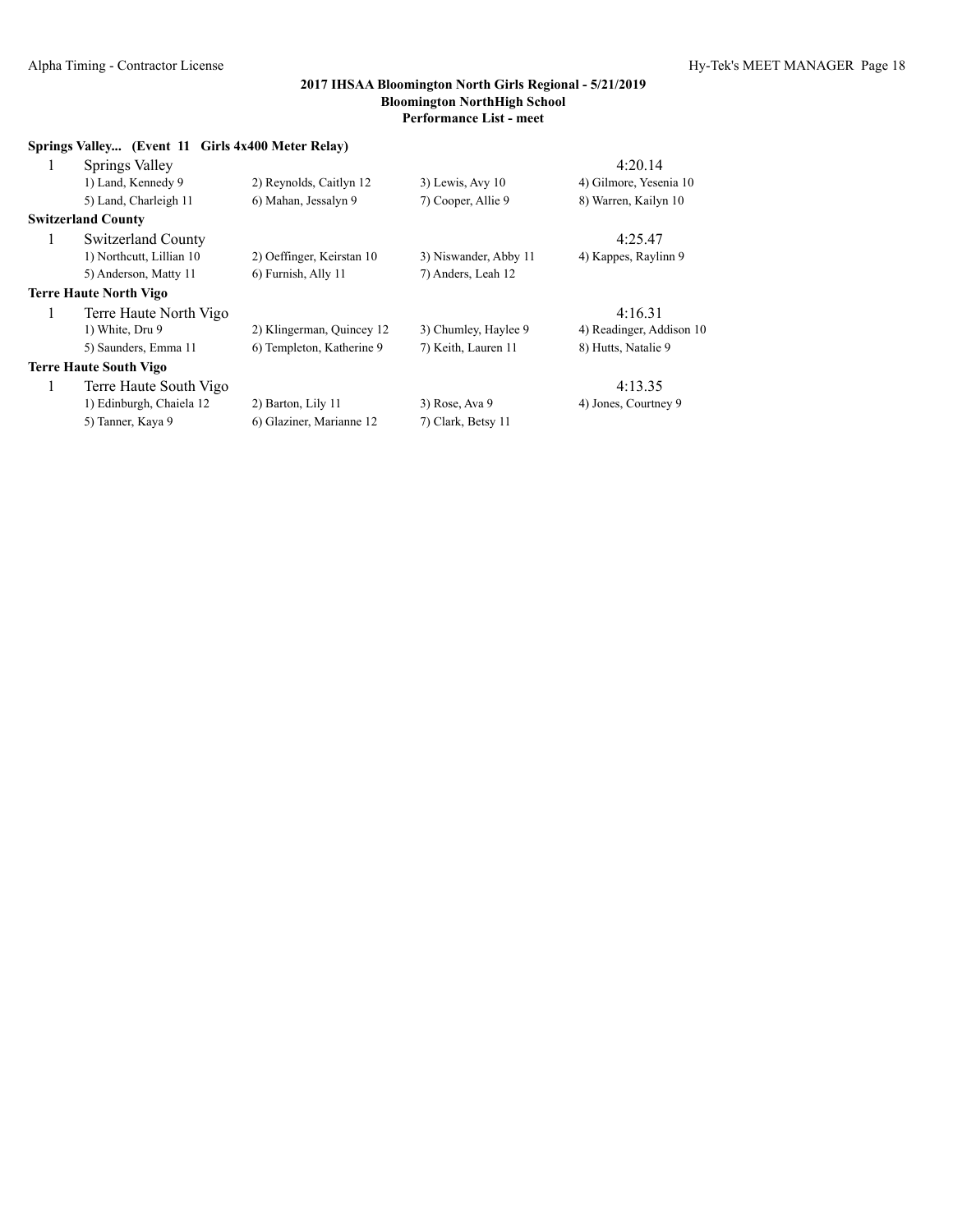**2017 IHSAA Bloomington North Girls Regional - 5/21/2019**
**Bloomington NorthHigh School**
**Performance List - meet**

**Springs Valley... (Event 11 Girls 4x400 Meter Relay)**

| | | | | |
|---|---|---|---|---|
| 1 | Springs Valley | | | 4:20.14 |
| | 1) Land, Kennedy 9 | 2) Reynolds, Caitlyn 12 | 3) Lewis, Avy 10 | 4) Gilmore, Yesenia 10 |
| | 5) Land, Charleigh 11 | 6) Mahan, Jessalyn 9 | 7) Cooper, Allie 9 | 8) Warren, Kailyn 10 |

**Switzerland County**

| | | | | |
|---|---|---|---|---|
| 1 | Switzerland County | | | 4:25.47 |
| | 1) Northcutt, Lillian 10 | 2) Oeffinger, Keirstan 10 | 3) Niswander, Abby 11 | 4) Kappes, Raylinn 9 |
| | 5) Anderson, Matty 11 | 6) Furnish, Ally 11 | 7) Anders, Leah 12 | |

**Terre Haute North Vigo**

| | | | | |
|---|---|---|---|---|
| 1 | Terre Haute North Vigo | | | 4:16.31 |
| | 1) White, Dru 9 | 2) Klingerman, Quincey 12 | 3) Chumley, Haylee 9 | 4) Readinger, Addison 10 |
| | 5) Saunders, Emma 11 | 6) Templeton, Katherine 9 | 7) Keith, Lauren 11 | 8) Hutts, Natalie 9 |

**Terre Haute South Vigo**

| | | | | |
|---|---|---|---|---|
| 1 | Terre Haute South Vigo | | | 4:13.35 |
| | 1) Edinburgh, Chaiela 12 | 2) Barton, Lily 11 | 3) Rose, Ava 9 | 4) Jones, Courtney 9 |
| | 5) Tanner, Kaya 9 | 6) Glaziner, Marianne 12 | 7) Clark, Betsy 11 | |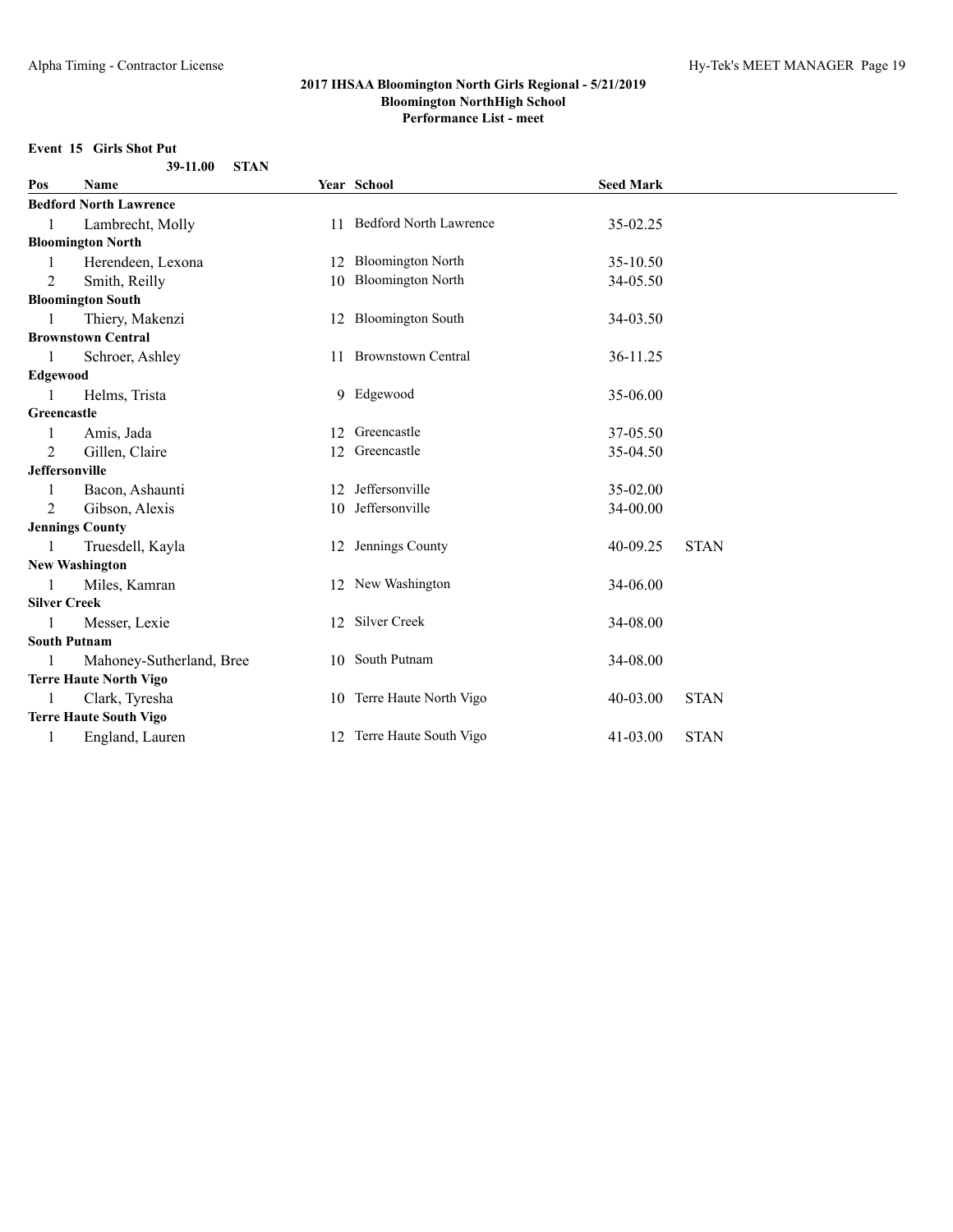## 2017 IHSAA Bloomington North Girls Regional - 5/21/2019
### Bloomington NorthHigh School
### Performance List - meet

**Event 15 Girls Shot Put**

**39-11.00 STAN**

| Pos | Name | Year | School | Seed Mark | |
|---|---|---|---|---|---|
| **Bedford North Lawrence** | | | | | |
| 1 | Lambrecht, Molly | 11 | Bedford North Lawrence | 35-02.25 | |
| **Bloomington North** | | | | | |
| 1 | Herendeen, Lexona | 12 | Bloomington North | 35-10.50 | |
| 2 | Smith, Reilly | 10 | Bloomington North | 34-05.50 | |
| **Bloomington South** | | | | | |
| 1 | Thiery, Makenzi | 12 | Bloomington South | 34-03.50 | |
| **Brownstown Central** | | | | | |
| 1 | Schroer, Ashley | 11 | Brownstown Central | 36-11.25 | |
| **Edgewood** | | | | | |
| 1 | Helms, Trista | 9 | Edgewood | 35-06.00 | |
| **Greencastle** | | | | | |
| 1 | Amis, Jada | 12 | Greencastle | 37-05.50 | |
| 2 | Gillen, Claire | 12 | Greencastle | 35-04.50 | |
| **Jeffersonville** | | | | | |
| 1 | Bacon, Ashaunti | 12 | Jeffersonville | 35-02.00 | |
| 2 | Gibson, Alexis | 10 | Jeffersonville | 34-00.00 | |
| **Jennings County** | | | | | |
| 1 | Truesdell, Kayla | 12 | Jennings County | 40-09.25 | STAN |
| **New Washington** | | | | | |
| 1 | Miles, Kamran | 12 | New Washington | 34-06.00 | |
| **Silver Creek** | | | | | |
| 1 | Messer, Lexie | 12 | Silver Creek | 34-08.00 | |
| **South Putnam** | | | | | |
| 1 | Mahoney-Sutherland, Bree | 10 | South Putnam | 34-08.00 | |
| **Terre Haute North Vigo** | | | | | |
| 1 | Clark, Tyresha | 10 | Terre Haute North Vigo | 40-03.00 | STAN |
| **Terre Haute South Vigo** | | | | | |
| 1 | England, Lauren | 12 | Terre Haute South Vigo | 41-03.00 | STAN |